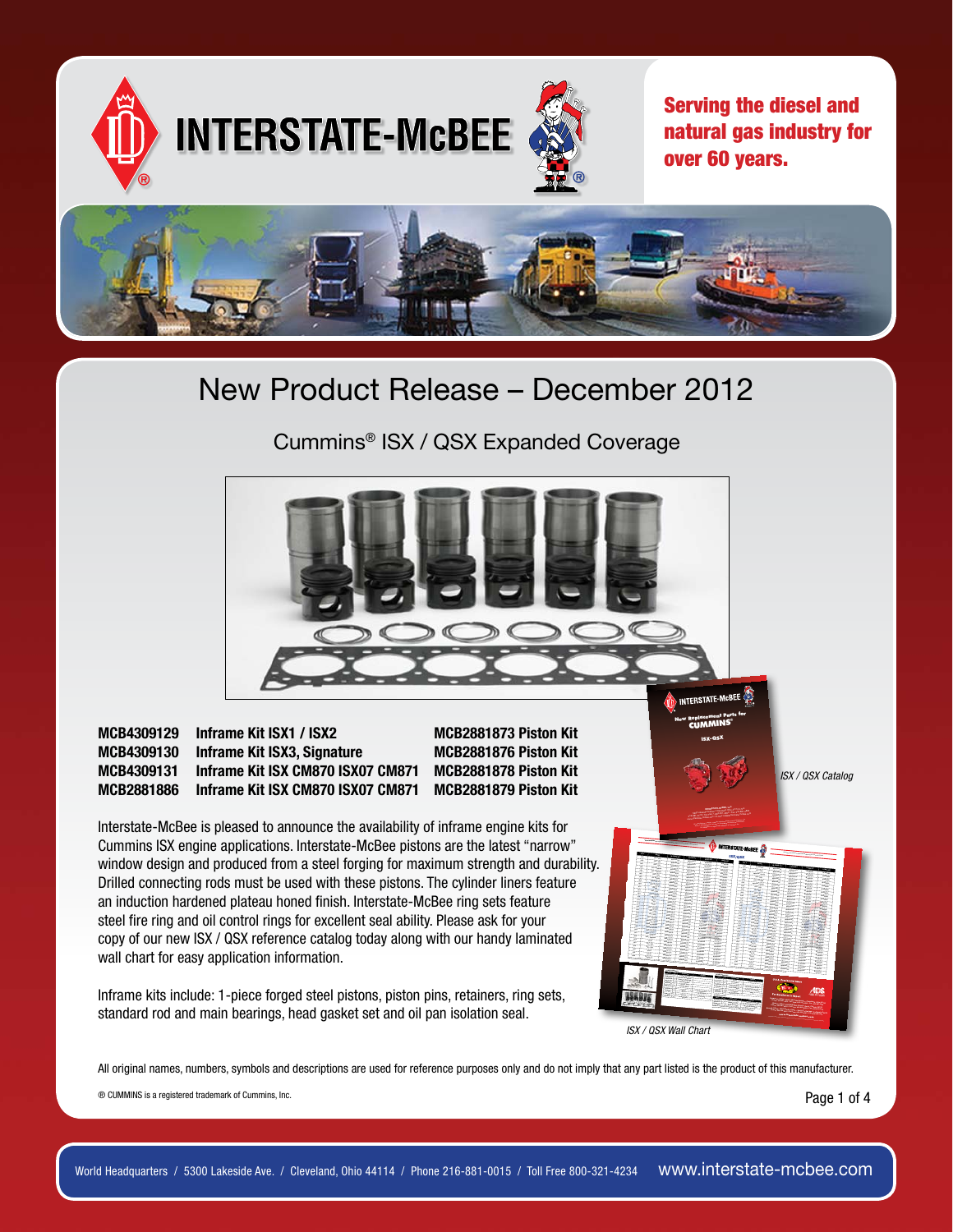# INTERSTATE-McBEE

**Serving the diesel and natural gas industry for over 60 years.**

## New Product Release – December 2012

### Cummins® ISX / QSX Expanded Coverage

| | | |
|---|---|---|
| **MCB4309129** | **Inframe Kit ISX1 / ISX2** | **MCB2881873 Piston Kit** |
| **MCB4309130** | **Inframe Kit ISX3, Signature** | **MCB2881876 Piston Kit** |
| **MCB4309131** | **Inframe Kit ISX CM870 ISX07 CM871** | **MCB2881878 Piston Kit** |
| **MCB2881886** | **Inframe Kit ISX CM870 ISX07 CM871** | **MCB2881879 Piston Kit** |

Interstate-McBee is pleased to announce the availability of inframe engine kits for Cummins ISX engine applications. Interstate-McBee pistons are the latest "narrow" window design and produced from a steel forging for maximum strength and durability. Drilled connecting rods must be used with these pistons. The cylinder liners feature an induction hardened plateau honed finish. Interstate-McBee ring sets feature steel fire ring and oil control rings for excellent seal ability. Please ask for your copy of our new ISX / QSX reference catalog today along with our handy laminated wall chart for easy application information.

Inframe kits include: 1-piece forged steel pistons, piston pins, retainers, ring sets, standard rod and main bearings, head gasket set and oil pan isolation seal.

*ISX / QSX Catalog*

*ISX / QSX Wall Chart*

All original names, numbers, symbols and descriptions are used for reference purposes only and do not imply that any part listed is the product of this manufacturer.

® CUMMINS is a registered trademark of Cummins, Inc.

World Headquarters / 5300 Lakeside Ave. / Cleveland, Ohio 44114 / Phone 216-881-0015 / Toll Free 800-321-4234 www.interstate-mcbee.com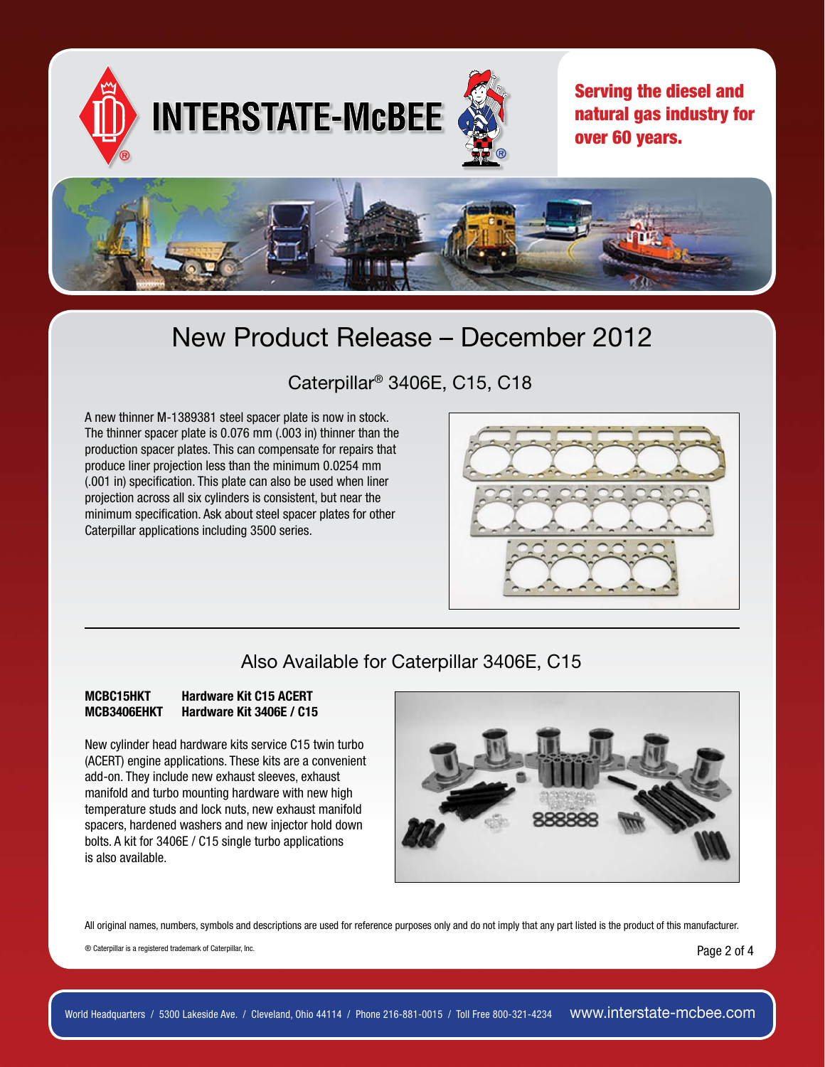# INTERSTATE-McBEE

**Serving the diesel and natural gas industry for over 60 years.**

## New Product Release – December 2012

### Caterpillar® 3406E, C15, C18

A new thinner M-1389381 steel spacer plate is now in stock. The thinner spacer plate is 0.076 mm (.003 in) thinner than the production spacer plates. This can compensate for repairs that produce liner projection less than the minimum 0.0254 mm (.001 in) specification. This plate can also be used when liner projection across all six cylinders is consistent, but near the minimum specification. Ask about steel spacer plates for other Caterpillar applications including 3500 series.

### Also Available for Caterpillar 3406E, C15

**MCBC15HKT** **Hardware Kit C15 ACERT**
**MCB3406EHKT** **Hardware Kit 3406E / C15**

New cylinder head hardware kits service C15 twin turbo (ACERT) engine applications. These kits are a convenient add-on. They include new exhaust sleeves, exhaust manifold and turbo mounting hardware with new high temperature studs and lock nuts, new exhaust manifold spacers, hardened washers and new injector hold down bolts. A kit for 3406E / C15 single turbo applications is also available.

All original names, numbers, symbols and descriptions are used for reference purposes only and do not imply that any part listed is the product of this manufacturer.

® Caterpillar is a registered trademark of Caterpillar, Inc.

World Headquarters / 5300 Lakeside Ave. / Cleveland, Ohio 44114 / Phone 216-881-0015 / Toll Free 800-321-4234 www.interstate-mcbee.com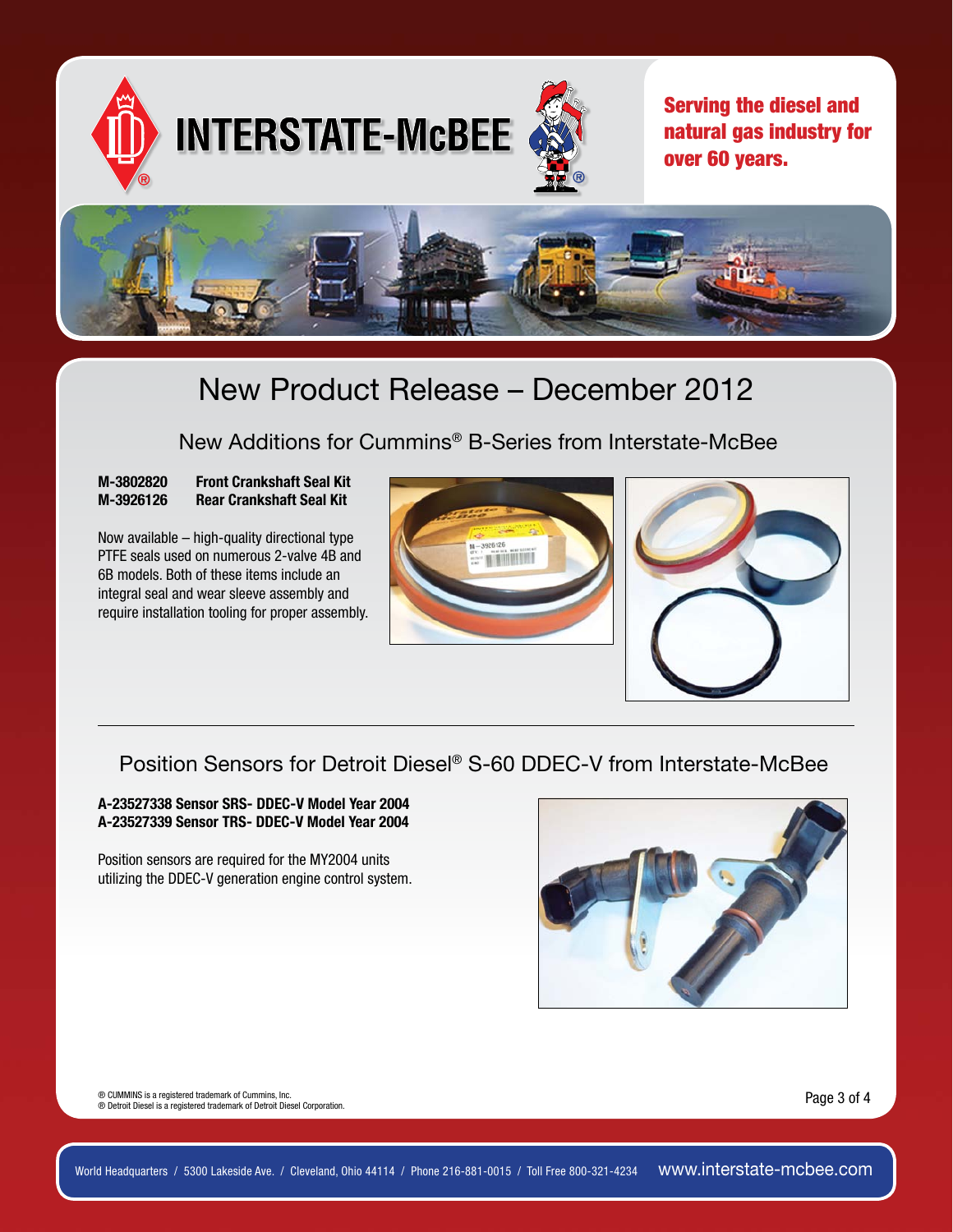# INTERSTATE-McBEE

**Serving the diesel and natural gas industry for over 60 years.**

## New Product Release – December 2012

### New Additions for Cummins® B-Series from Interstate-McBee

**M-3802820 Front Crankshaft Seal Kit**
**M-3926126 Rear Crankshaft Seal Kit**

Now available – high-quality directional type PTFE seals used on numerous 2-valve 4B and 6B models. Both of these items include an integral seal and wear sleeve assembly and require installation tooling for proper assembly.

### Position Sensors for Detroit Diesel® S-60 DDEC-V from Interstate-McBee

**A-23527338 Sensor SRS- DDEC-V Model Year 2004**
**A-23527339 Sensor TRS- DDEC-V Model Year 2004**

Position sensors are required for the MY2004 units utilizing the DDEC-V generation engine control system.

® CUMMINS is a registered trademark of Cummins, Inc.
® Detroit Diesel is a registered trademark of Detroit Diesel Corporation.

World Headquarters / 5300 Lakeside Ave. / Cleveland, Ohio 44114 / Phone 216-881-0015 / Toll Free 800-321-4234 www.interstate-mcbee.com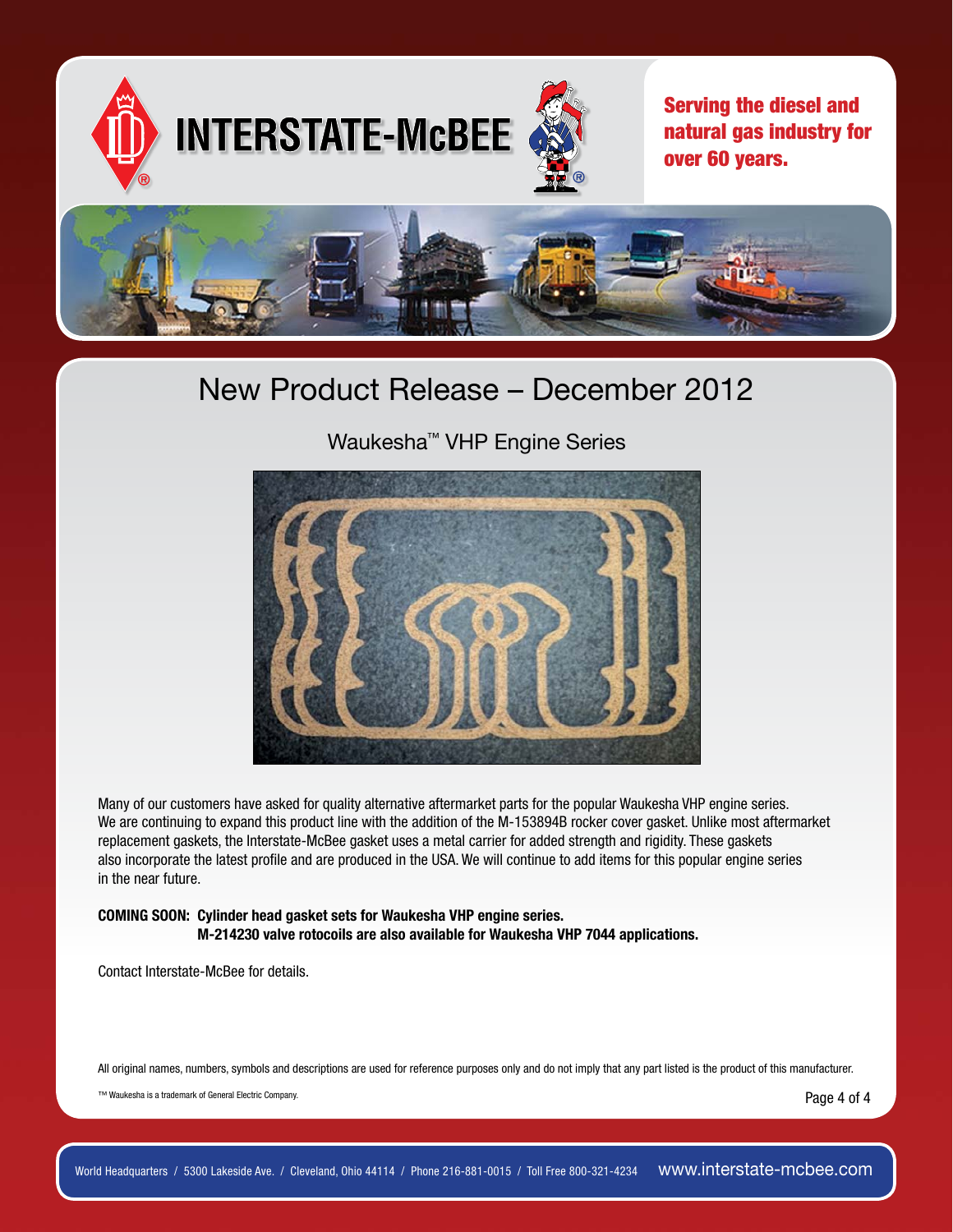INTERSTATE-McBEE

**Serving the diesel and natural gas industry for over 60 years.**

# New Product Release – December 2012

## Waukesha™ VHP Engine Series

Many of our customers have asked for quality alternative aftermarket parts for the popular Waukesha VHP engine series. We are continuing to expand this product line with the addition of the M-153894B rocker cover gasket. Unlike most aftermarket replacement gaskets, the Interstate-McBee gasket uses a metal carrier for added strength and rigidity. These gaskets also incorporate the latest profile and are produced in the USA. We will continue to add items for this popular engine series in the near future.

**COMING SOON: Cylinder head gasket sets for Waukesha VHP engine series.**
**M-214230 valve rotocoils are also available for Waukesha VHP 7044 applications.**

Contact Interstate-McBee for details.

All original names, numbers, symbols and descriptions are used for reference purposes only and do not imply that any part listed is the product of this manufacturer.

™ Waukesha is a trademark of General Electric Company.

World Headquarters / 5300 Lakeside Ave. / Cleveland, Ohio 44114 / Phone 216-881-0015 / Toll Free 800-321-4234 www.interstate-mcbee.com